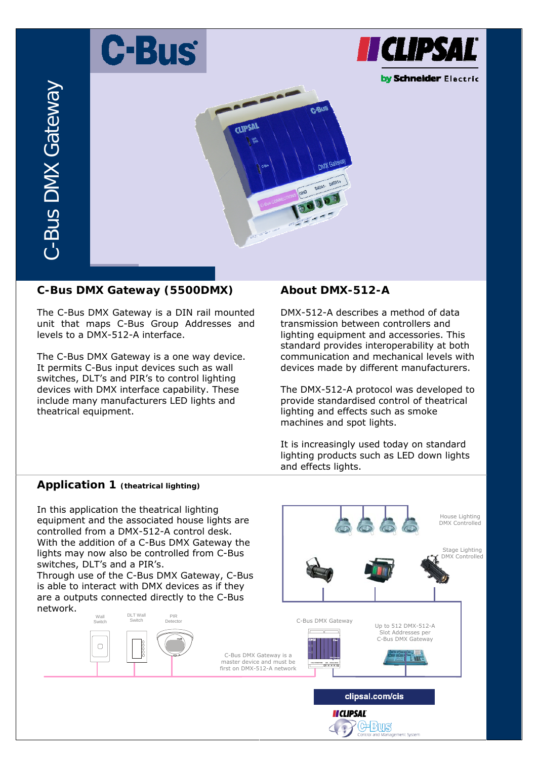# C-Bus DMX Gateway

## C-Bus DMX Gateway (5500DMX)

The C-Bus DMX Gateway is a DIN rail mounted unit that maps C-Bus Group Addresses and levels to a DMX-512-A interface.

The C-Bus DMX Gateway is a one way device. It permits C-Bus input devices such as wall switches, DLT's and PIR's to control lighting devices with DMX interface capability. These include many manufacturers LED lights and theatrical equipment.

## About DMX-512-A

DMX-512-A describes a method of data transmission between controllers and lighting equipment and accessories. This standard provides interoperability at both communication and mechanical levels with devices made by different manufacturers.

The DMX-512-A protocol was developed to provide standardised control of theatrical lighting and effects such as smoke machines and spot lights.

It is increasingly used today on standard lighting products such as LED down lights and effects lights.

## Application 1 (theatrical lighting)

In this application the theatrical lighting equipment and the associated house lights are controlled from a DMX-512-A control desk. With the addition of a C-Bus DMX Gateway the lights may now also be controlled from C-Bus switches, DLT's and a PIR's.
Through use of the C-Bus DMX Gateway, C-Bus is able to interact with DMX devices as if they are a outputs connected directly to the C-Bus network.

House Lighting DMX Controlled

Stage Lighting DMX Controlled

Wall Switch

DLT Wall Switch

PIR Detector

C-Bus DMX Gateway

C-Bus DMX Gateway is a master device and must be first on DMX-512-A network

Up to 512 DMX-512-A Slot Addresses per C-Bus DMX Gateway

clipsal.com/cis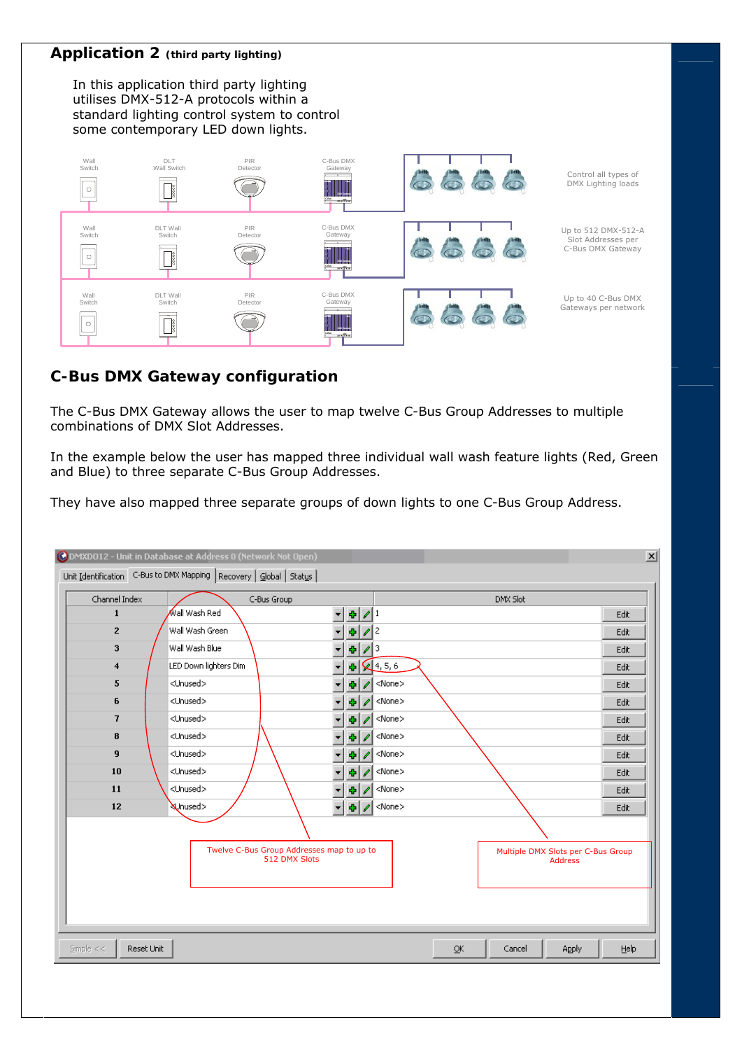# Application 2 (third party lighting)

In this application third party lighting utilises DMX-512-A protocols within a standard lighting control system to control some contemporary LED down lights.

Wall Switch | DLT Wall Switch | PIR Detector | C-Bus DMX Gateway

Control all types of DMX Lighting loads

Up to 512 DMX-512-A Slot Addresses per C-Bus DMX Gateway

Up to 40 C-Bus DMX Gateways per network

## C-Bus DMX Gateway configuration

The C-Bus DMX Gateway allows the user to map twelve C-Bus Group Addresses to multiple combinations of DMX Slot Addresses.

In the example below the user has mapped three individual wall wash feature lights (Red, Green and Blue) to three separate C-Bus Group Addresses.

They have also mapped three separate groups of down lights to one C-Bus Group Address.

DMXD012 - Unit in Database at Address 0 (Network Not Open)

Unit Identification | C-Bus to DMX Mapping | Recovery | Global | Status

| Channel Index | C-Bus Group | DMX Slot | |
|---|---|---|---|
| 1 | Wall Wash Red | 1 | Edit |
| 2 | Wall Wash Green | 2 | Edit |
| 3 | Wall Wash Blue | 3 | Edit |
| 4 | LED Down lighters Dim | 4, 5, 6 | Edit |
| 5 | <Unused> | <None> | Edit |
| 6 | <Unused> | <None> | Edit |
| 7 | <Unused> | <None> | Edit |
| 8 | <Unused> | <None> | Edit |
| 9 | <Unused> | <None> | Edit |
| 10 | <Unused> | <None> | Edit |
| 11 | <Unused> | <None> | Edit |
| 12 | <Unused> | <None> | Edit |

Twelve C-Bus Group Addresses map to up to 512 DMX Slots

Multiple DMX Slots per C-Bus Group Address

Simple << | Reset Unit | OK | Cancel | Apply | Help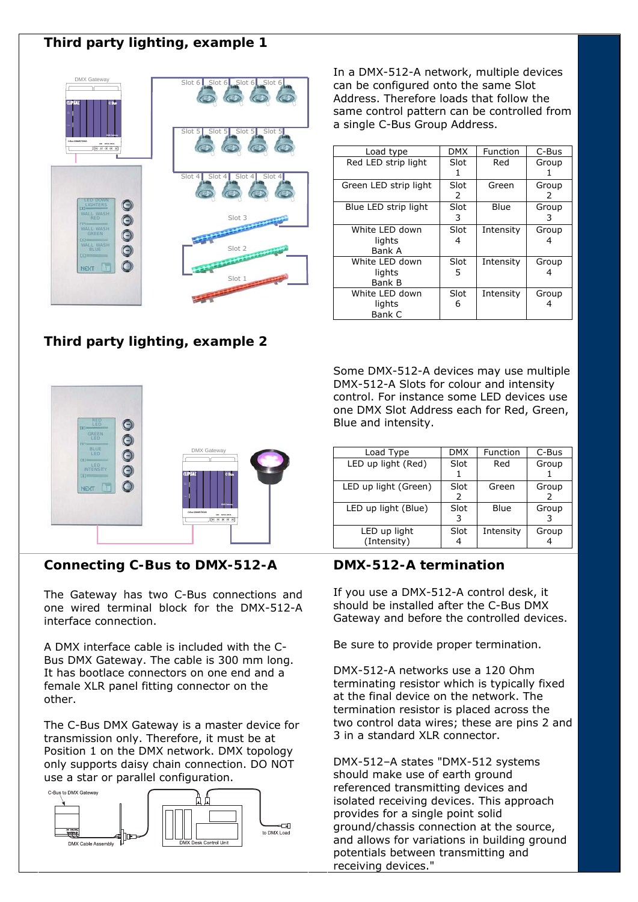## Third party lighting, example 1

In a DMX-512-A network, multiple devices can be configured onto the same Slot Address. Therefore loads that follow the same control pattern can be controlled from a single C-Bus Group Address.

| Load type | DMX | Function | C-Bus |
|---|---|---|---|
| Red LED strip light | Slot 1 | Red | Group 1 |
| Green LED strip light | Slot 2 | Green | Group 2 |
| Blue LED strip light | Slot 3 | Blue | Group 3 |
| White LED down lights Bank A | Slot 4 | Intensity | Group 4 |
| White LED down lights Bank B | Slot 5 | Intensity | Group 4 |
| White LED down lights Bank C | Slot 6 | Intensity | Group 4 |

## Third party lighting, example 2

Some DMX-512-A devices may use multiple DMX-512-A Slots for colour and intensity control. For instance some LED devices use one DMX Slot Address each for Red, Green, Blue and intensity.

| Load Type | DMX | Function | C-Bus |
|---|---|---|---|
| LED up light (Red) | Slot 1 | Red | Group 1 |
| LED up light (Green) | Slot 2 | Green | Group 2 |
| LED up light (Blue) | Slot 3 | Blue | Group 3 |
| LED up light (Intensity) | Slot 4 | Intensity | Group 4 |

## Connecting C-Bus to DMX-512-A

The Gateway has two C-Bus connections and one wired terminal block for the DMX-512-A interface connection.

A DMX interface cable is included with the C-Bus DMX Gateway. The cable is 300 mm long. It has bootlace connectors on one end and a female XLR panel fitting connector on the other.

The C-Bus DMX Gateway is a master device for transmission only. Therefore, it must be at Position 1 on the DMX network. DMX topology only supports daisy chain connection. DO NOT use a star or parallel configuration.

## DMX-512-A termination

If you use a DMX-512-A control desk, it should be installed after the C-Bus DMX Gateway and before the controlled devices.

Be sure to provide proper termination.

DMX-512-A networks use a 120 Ohm terminating resistor which is typically fixed at the final device on the network. The termination resistor is placed across the two control data wires; these are pins 2 and 3 in a standard XLR connector.

DMX-512–A states "DMX-512 systems should make use of earth ground referenced transmitting devices and isolated receiving devices. This approach provides for a single point solid ground/chassis connection at the source, and allows for variations in building ground potentials between transmitting and receiving devices."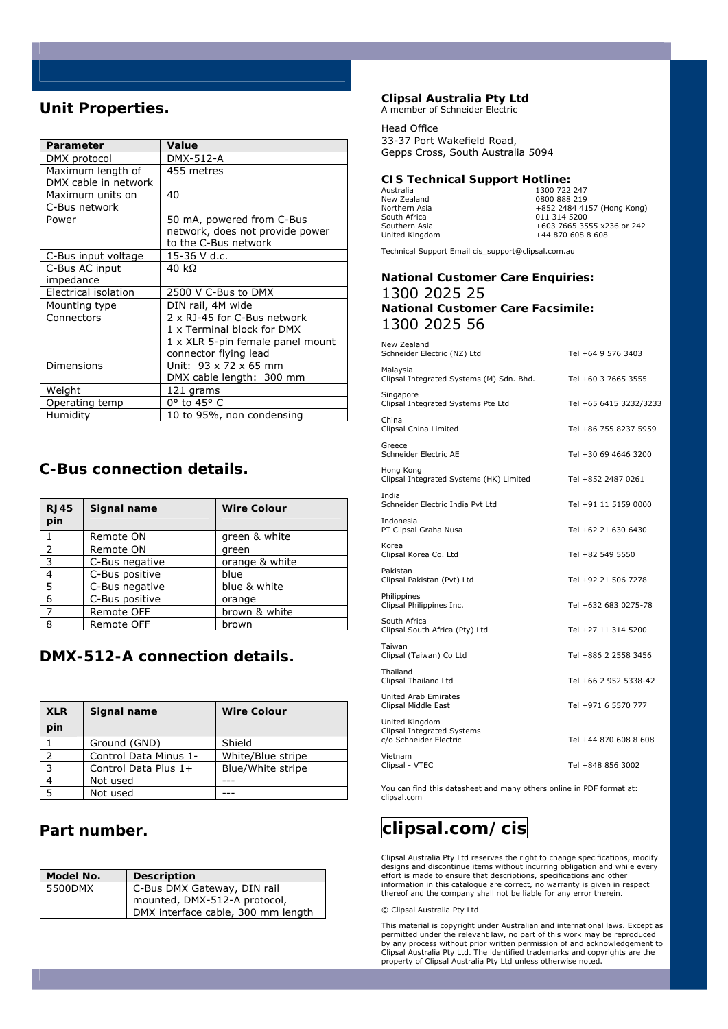## Unit Properties.

| Parameter | Value |
| --- | --- |
| DMX protocol | DMX-512-A |
| Maximum length of DMX cable in network | 455 metres |
| Maximum units on C-Bus network | 40 |
| Power | 50 mA, powered from C-Bus network, does not provide power to the C-Bus network |
| C-Bus input voltage | 15-36 V d.c. |
| C-Bus AC input impedance | 40 kΩ |
| Electrical isolation | 2500 V C-Bus to DMX |
| Mounting type | DIN rail, 4M wide |
| Connectors | 2 x RJ-45 for C-Bus network<br>1 x Terminal block for DMX<br>1 x XLR 5-pin female panel mount connector flying lead |
| Dimensions | Unit: 93 x 72 x 65 mm<br>DMX cable length: 300 mm |
| Weight | 121 grams |
| Operating temp | 0° to 45° C |
| Humidity | 10 to 95%, non condensing |

## C-Bus connection details.

| RJ45 pin | Signal name | Wire Colour |
| --- | --- | --- |
| 1 | Remote ON | green & white |
| 2 | Remote ON | green |
| 3 | C-Bus negative | orange & white |
| 4 | C-Bus positive | blue |
| 5 | C-Bus negative | blue & white |
| 6 | C-Bus positive | orange |
| 7 | Remote OFF | brown & white |
| 8 | Remote OFF | brown |

## DMX-512-A connection details.

| XLR pin | Signal name | Wire Colour |
| --- | --- | --- |
| 1 | Ground (GND) | Shield |
| 2 | Control Data Minus 1- | White/Blue stripe |
| 3 | Control Data Plus 1+ | Blue/White stripe |
| 4 | Not used | --- |
| 5 | Not used | --- |

## Part number.

| Model No. | Description |
| --- | --- |
| 5500DMX | C-Bus DMX Gateway, DIN rail mounted, DMX-512-A protocol, DMX interface cable, 300 mm length |

**Clipsal Australia Pty Ltd**
A member of Schneider Electric

Head Office
33-37 Port Wakefield Road,
Gepps Cross, South Australia 5094

### CIS Technical Support Hotline:

| | |
| --- | --- |
| Australia | 1300 722 247 |
| New Zealand | 0800 888 219 |
| Northern Asia | +852 2484 4157 (Hong Kong) |
| South Africa | 011 314 5200 |
| Southern Asia | +603 7665 3555 x236 or 242 |
| United Kingdom | +44 870 608 8 608 |

Technical Support Email cis_support@clipsal.com.au

**National Customer Care Enquiries:**
1300 2025 25
**National Customer Care Facsimile:**
1300 2025 56

| | |
| --- | --- |
| New Zealand<br>Schneider Electric (NZ) Ltd | Tel +64 9 576 3403 |
| Malaysia<br>Clipsal Integrated Systems (M) Sdn. Bhd. | Tel +60 3 7665 3555 |
| Singapore<br>Clipsal Integrated Systems Pte Ltd | Tel +65 6415 3232/3233 |
| China<br>Clipsal China Limited | Tel +86 755 8237 5959 |
| Greece<br>Schneider Electric AE | Tel +30 69 4646 3200 |
| Hong Kong<br>Clipsal Integrated Systems (HK) Limited | Tel +852 2487 0261 |
| India<br>Schneider Electric India Pvt Ltd | Tel +91 11 5159 0000 |
| Indonesia<br>PT Clipsal Graha Nusa | Tel +62 21 630 6430 |
| Korea<br>Clipsal Korea Co. Ltd | Tel +82 549 5550 |
| Pakistan<br>Clipsal Pakistan (Pvt) Ltd | Tel +92 21 506 7278 |
| Philippines<br>Clipsal Philippines Inc. | Tel +632 683 0275-78 |
| South Africa<br>Clipsal South Africa (Pty) Ltd | Tel +27 11 314 5200 |
| Taiwan<br>Clipsal (Taiwan) Co Ltd | Tel +886 2 2558 3456 |
| Thailand<br>Clipsal Thailand Ltd | Tel +66 2 952 5338-42 |
| United Arab Emirates<br>Clipsal Middle East | Tel +971 6 5570 777 |
| United Kingdom<br>Clipsal Integrated Systems<br>c/o Schneider Electric | Tel +44 870 608 8 608 |
| Vietnam<br>Clipsal - VTEC | Tel +848 856 3002 |

You can find this datasheet and many others online in PDF format at: clipsal.com

**clipsal.com/cis**

Clipsal Australia Pty Ltd reserves the right to change specifications, modify designs and discontinue items without incurring obligation and while every effort is made to ensure that descriptions, specifications and other information in this catalogue are correct, no warranty is given in respect thereof and the company shall not be liable for any error therein.

© Clipsal Australia Pty Ltd

This material is copyright under Australian and international laws. Except as permitted under the relevant law, no part of this work may be reproduced by any process without prior written permission of and acknowledgement to Clipsal Australia Pty Ltd. The identified trademarks and copyrights are the property of Clipsal Australia Pty Ltd unless otherwise noted.